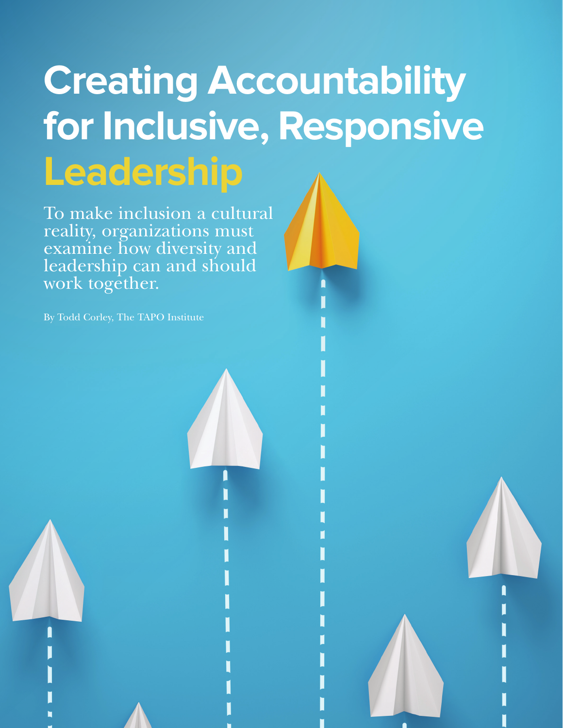# Creating Accountability for Inclusive, Responsive Leadership

To make inclusion a cultural reality, organizations must examine how diversity and leadership can and should work together.

By Todd Corley, The TAPO Institute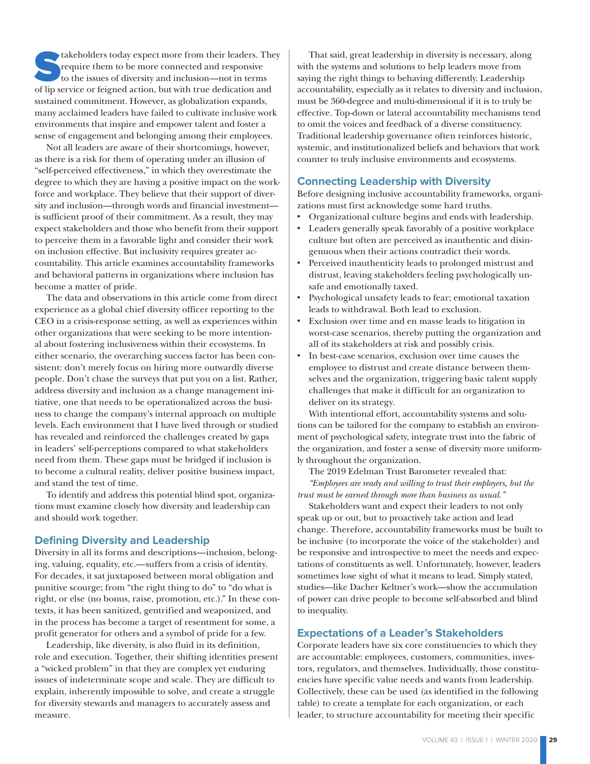Stakeholders today expect more from their leaders. They require them to be more connected and responsive to the issues of diversity and inclusion—not in terms of lip service or feigned action, but with true dedication and sustained commitment. However, as globalization expands, many acclaimed leaders have failed to cultivate inclusive work environments that inspire and empower talent and foster a sense of engagement and belonging among their employees.

Not all leaders are aware of their shortcomings, however, as there is a risk for them of operating under an illusion of "self-perceived effectiveness," in which they overestimate the degree to which they are having a positive impact on the workforce and workplace. They believe that their support of diversity and inclusion—through words and financial investment—is sufficient proof of their commitment. As a result, they may expect stakeholders and those who benefit from their support to perceive them in a favorable light and consider their work on inclusion effective. But inclusivity requires greater accountability. This article examines accountability frameworks and behavioral patterns in organizations where inclusion has become a matter of pride.

The data and observations in this article come from direct experience as a global chief diversity officer reporting to the CEO in a crisis-response setting, as well as experiences within other organizations that were seeking to be more intentional about fostering inclusiveness within their ecosystems. In either scenario, the overarching success factor has been consistent: don't merely focus on hiring more outwardly diverse people. Don't chase the surveys that put you on a list. Rather, address diversity and inclusion as a change management initiative, one that needs to be operationalized across the business to change the company's internal approach on multiple levels. Each environment that I have lived through or studied has revealed and reinforced the challenges created by gaps in leaders' self-perceptions compared to what stakeholders need from them. These gaps must be bridged if inclusion is to become a cultural reality, deliver positive business impact, and stand the test of time.

To identify and address this potential blind spot, organizations must examine closely how diversity and leadership can and should work together.

## Defining Diversity and Leadership

Diversity in all its forms and descriptions—inclusion, belonging, valuing, equality, etc.—suffers from a crisis of identity. For decades, it sat juxtaposed between moral obligation and punitive scourge; from "the right thing to do" to "do what is right, or else (no bonus, raise, promotion, etc.)." In these contexts, it has been sanitized, gentrified and weaponized, and in the process has become a target of resentment for some, a profit generator for others and a symbol of pride for a few.

Leadership, like diversity, is also fluid in its definition, role and execution. Together, their shifting identities present a "wicked problem" in that they are complex yet enduring issues of indeterminate scope and scale. They are difficult to explain, inherently impossible to solve, and create a struggle for diversity stewards and managers to accurately assess and measure.

That said, great leadership in diversity is necessary, along with the systems and solutions to help leaders move from saying the right things to behaving differently. Leadership accountability, especially as it relates to diversity and inclusion, must be 360-degree and multi-dimensional if it is to truly be effective. Top-down or lateral accountability mechanisms tend to omit the voices and feedback of a diverse constituency. Traditional leadership governance often reinforces historic, systemic, and institutionalized beliefs and behaviors that work counter to truly inclusive environments and ecosystems.

## Connecting Leadership with Diversity

Before designing inclusive accountability frameworks, organizations must first acknowledge some hard truths.

- Organizational culture begins and ends with leadership.
- Leaders generally speak favorably of a positive workplace culture but often are perceived as inauthentic and disingenuous when their actions contradict their words.
- Perceived inauthenticity leads to prolonged mistrust and distrust, leaving stakeholders feeling psychologically unsafe and emotionally taxed.
- Psychological unsafety leads to fear; emotional taxation leads to withdrawal. Both lead to exclusion.
- Exclusion over time and en masse leads to litigation in worst-case scenarios, thereby putting the organization and all of its stakeholders at risk and possibly crisis.
- In best-case scenarios, exclusion over time causes the employee to distrust and create distance between themselves and the organization, triggering basic talent supply challenges that make it difficult for an organization to deliver on its strategy.

With intentional effort, accountability systems and solutions can be tailored for the company to establish an environment of psychological safety, integrate trust into the fabric of the organization, and foster a sense of diversity more uniformly throughout the organization.

The 2019 Edelman Trust Barometer revealed that:

*"Employees are ready and willing to trust their employers, but the trust must be earned through more than business as usual."*

Stakeholders want and expect their leaders to not only speak up or out, but to proactively take action and lead change. Therefore, accountability frameworks must be built to be inclusive (to incorporate the voice of the stakeholder) and be responsive and introspective to meet the needs and expectations of constituents as well. Unfortunately, however, leaders sometimes lose sight of what it means to lead. Simply stated, studies—like Dacher Keltner's work—show the accumulation of power can drive people to become self-absorbed and blind to inequality.

## Expectations of a Leader's Stakeholders

Corporate leaders have six core constituencies to which they are accountable: employees, customers, communities, investors, regulators, and themselves. Individually, those constituencies have specific value needs and wants from leadership. Collectively, these can be used (as identified in the following table) to create a template for each organization, or each leader, to structure accountability for meeting their specific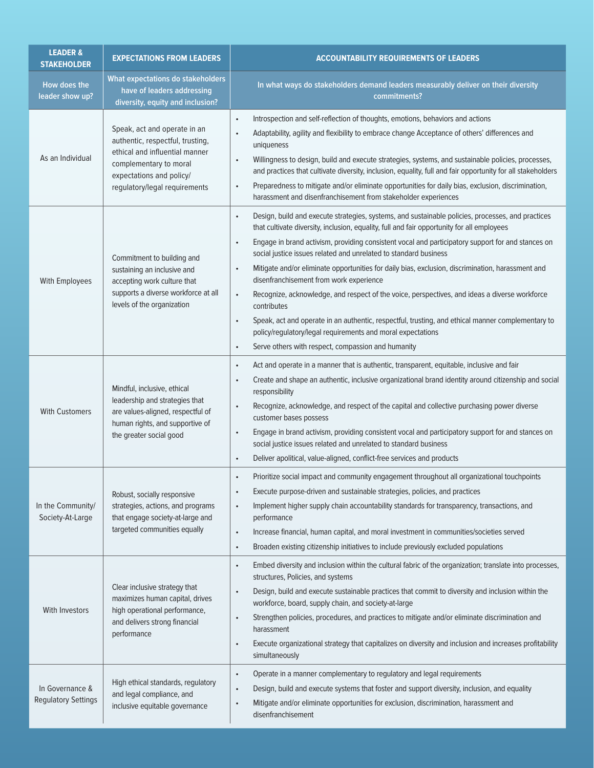| LEADER & STAKEHOLDER | EXPECTATIONS FROM LEADERS | ACCOUNTABILITY REQUIREMENTS OF LEADERS |
|---|---|---|
| How does the leader show up? | What expectations do stakeholders have of leaders addressing diversity, equity and inclusion? | In what ways do stakeholders demand leaders measurably deliver on their diversity commitments? |
| As an Individual | Speak, act and operate in an authentic, respectful, trusting, ethical and influential manner complementary to moral expectations and policy/ regulatory/legal requirements | • Introspection and self-reflection of thoughts, emotions, behaviors and actions<br>• Adaptability, agility and flexibility to embrace change Acceptance of others' differences and uniqueness<br>• Willingness to design, build and execute strategies, systems, and sustainable policies, processes, and practices that cultivate diversity, inclusion, equality, full and fair opportunity for all stakeholders<br>• Preparedness to mitigate and/or eliminate opportunities for daily bias, exclusion, discrimination, harassment and disenfranchisement from stakeholder experiences |
| With Employees | Commitment to building and sustaining an inclusive and accepting work culture that supports a diverse workforce at all levels of the organization | • Design, build and execute strategies, systems, and sustainable policies, processes, and practices that cultivate diversity, inclusion, equality, full and fair opportunity for all employees<br>• Engage in brand activism, providing consistent vocal and participatory support for and stances on social justice issues related and unrelated to standard business<br>• Mitigate and/or eliminate opportunities for daily bias, exclusion, discrimination, harassment and disenfranchisement from work experience<br>• Recognize, acknowledge, and respect of the voice, perspectives, and ideas a diverse workforce contributes<br>• Speak, act and operate in an authentic, respectful, trusting, and ethical manner complementary to policy/regulatory/legal requirements and moral expectations<br>• Serve others with respect, compassion and humanity |
| With Customers | Mindful, inclusive, ethical leadership and strategies that are values-aligned, respectful of human rights, and supportive of the greater social good | • Act and operate in a manner that is authentic, transparent, equitable, inclusive and fair<br>• Create and shape an authentic, inclusive organizational brand identity around citizenship and social responsibility<br>• Recognize, acknowledge, and respect of the capital and collective purchasing power diverse customer bases possess<br>• Engage in brand activism, providing consistent vocal and participatory support for and stances on social justice issues related and unrelated to standard business<br>• Deliver apolitical, value-aligned, conflict-free services and products |
| In the Community/ Society-At-Large | Robust, socially responsive strategies, actions, and programs that engage society-at-large and targeted communities equally | • Prioritize social impact and community engagement throughout all organizational touchpoints<br>• Execute purpose-driven and sustainable strategies, policies, and practices<br>• Implement higher supply chain accountability standards for transparency, transactions, and performance<br>• Increase financial, human capital, and moral investment in communities/societies served<br>• Broaden existing citizenship initiatives to include previously excluded populations |
| With Investors | Clear inclusive strategy that maximizes human capital, drives high operational performance, and delivers strong financial performance | • Embed diversity and inclusion within the cultural fabric of the organization; translate into processes, structures, Policies, and systems<br>• Design, build and execute sustainable practices that commit to diversity and inclusion within the workforce, board, supply chain, and society-at-large<br>• Strengthen policies, procedures, and practices to mitigate and/or eliminate discrimination and harassment<br>• Execute organizational strategy that capitalizes on diversity and inclusion and increases profitability simultaneously |
| In Governance & Regulatory Settings | High ethical standards, regulatory and legal compliance, and inclusive equitable governance | • Operate in a manner complementary to regulatory and legal requirements<br>• Design, build and execute systems that foster and support diversity, inclusion, and equality<br>• Mitigate and/or eliminate opportunities for exclusion, discrimination, harassment and disenfranchisement |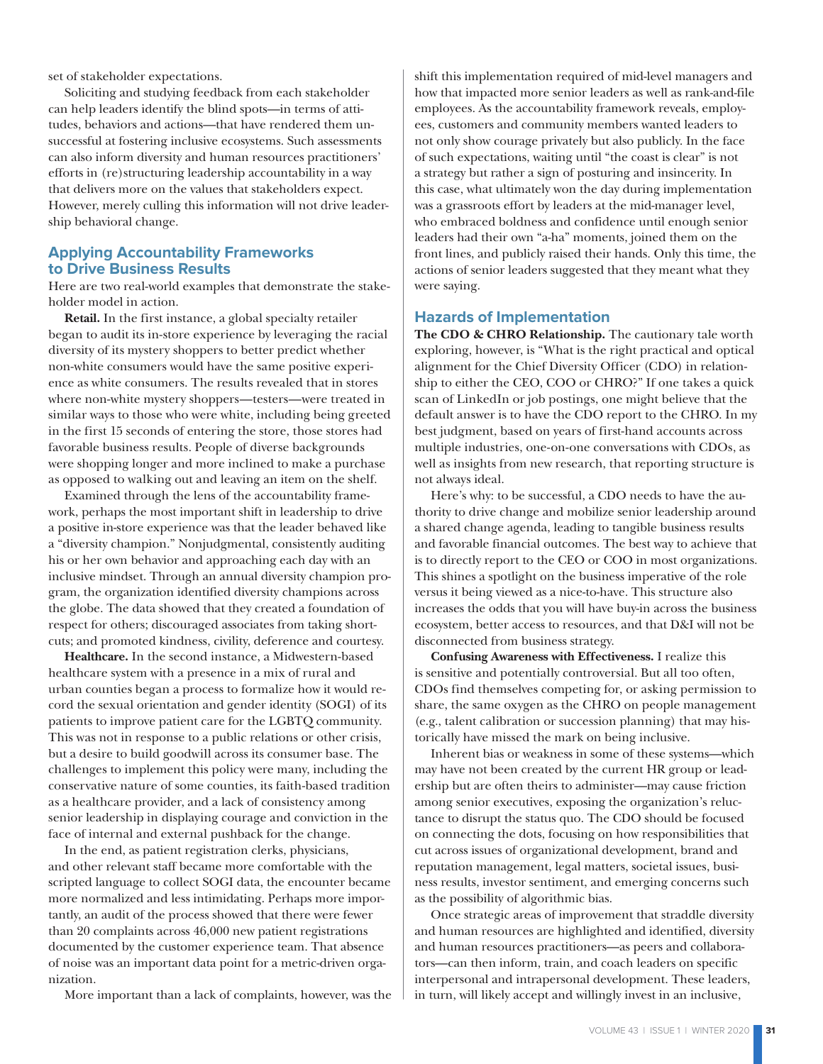set of stakeholder expectations.

Soliciting and studying feedback from each stakeholder can help leaders identify the blind spots—in terms of attitudes, behaviors and actions—that have rendered them unsuccessful at fostering inclusive ecosystems. Such assessments can also inform diversity and human resources practitioners' efforts in (re)structuring leadership accountability in a way that delivers more on the values that stakeholders expect. However, merely culling this information will not drive leadership behavioral change.

## Applying Accountability Frameworks to Drive Business Results

Here are two real-world examples that demonstrate the stakeholder model in action.

**Retail.** In the first instance, a global specialty retailer began to audit its in-store experience by leveraging the racial diversity of its mystery shoppers to better predict whether non-white consumers would have the same positive experience as white consumers. The results revealed that in stores where non-white mystery shoppers—testers—were treated in similar ways to those who were white, including being greeted in the first 15 seconds of entering the store, those stores had favorable business results. People of diverse backgrounds were shopping longer and more inclined to make a purchase as opposed to walking out and leaving an item on the shelf.

Examined through the lens of the accountability framework, perhaps the most important shift in leadership to drive a positive in-store experience was that the leader behaved like a "diversity champion." Nonjudgmental, consistently auditing his or her own behavior and approaching each day with an inclusive mindset. Through an annual diversity champion program, the organization identified diversity champions across the globe. The data showed that they created a foundation of respect for others; discouraged associates from taking shortcuts; and promoted kindness, civility, deference and courtesy.

**Healthcare.** In the second instance, a Midwestern-based healthcare system with a presence in a mix of rural and urban counties began a process to formalize how it would record the sexual orientation and gender identity (SOGI) of its patients to improve patient care for the LGBTQ community. This was not in response to a public relations or other crisis, but a desire to build goodwill across its consumer base. The challenges to implement this policy were many, including the conservative nature of some counties, its faith-based tradition as a healthcare provider, and a lack of consistency among senior leadership in displaying courage and conviction in the face of internal and external pushback for the change.

In the end, as patient registration clerks, physicians, and other relevant staff became more comfortable with the scripted language to collect SOGI data, the encounter became more normalized and less intimidating. Perhaps more importantly, an audit of the process showed that there were fewer than 20 complaints across 46,000 new patient registrations documented by the customer experience team. That absence of noise was an important data point for a metric-driven organization.

More important than a lack of complaints, however, was the shift this implementation required of mid-level managers and how that impacted more senior leaders as well as rank-and-file employees. As the accountability framework reveals, employees, customers and community members wanted leaders to not only show courage privately but also publicly. In the face of such expectations, waiting until "the coast is clear" is not a strategy but rather a sign of posturing and insincerity. In this case, what ultimately won the day during implementation was a grassroots effort by leaders at the mid-manager level, who embraced boldness and confidence until enough senior leaders had their own "a-ha" moments, joined them on the front lines, and publicly raised their hands. Only this time, the actions of senior leaders suggested that they meant what they were saying.

## Hazards of Implementation

**The CDO & CHRO Relationship.** The cautionary tale worth exploring, however, is "What is the right practical and optical alignment for the Chief Diversity Officer (CDO) in relationship to either the CEO, COO or CHRO?" If one takes a quick scan of LinkedIn or job postings, one might believe that the default answer is to have the CDO report to the CHRO. In my best judgment, based on years of first-hand accounts across multiple industries, one-on-one conversations with CDOs, as well as insights from new research, that reporting structure is not always ideal.

Here's why: to be successful, a CDO needs to have the authority to drive change and mobilize senior leadership around a shared change agenda, leading to tangible business results and favorable financial outcomes. The best way to achieve that is to directly report to the CEO or COO in most organizations. This shines a spotlight on the business imperative of the role versus it being viewed as a nice-to-have. This structure also increases the odds that you will have buy-in across the business ecosystem, better access to resources, and that D&I will not be disconnected from business strategy.

**Confusing Awareness with Effectiveness.** I realize this is sensitive and potentially controversial. But all too often, CDOs find themselves competing for, or asking permission to share, the same oxygen as the CHRO on people management (e.g., talent calibration or succession planning) that may historically have missed the mark on being inclusive.

Inherent bias or weakness in some of these systems—which may have not been created by the current HR group or leadership but are often theirs to administer—may cause friction among senior executives, exposing the organization's reluctance to disrupt the status quo. The CDO should be focused on connecting the dots, focusing on how responsibilities that cut across issues of organizational development, brand and reputation management, legal matters, societal issues, business results, investor sentiment, and emerging concerns such as the possibility of algorithmic bias.

Once strategic areas of improvement that straddle diversity and human resources are highlighted and identified, diversity and human resources practitioners—as peers and collaborators—can then inform, train, and coach leaders on specific interpersonal and intrapersonal development. These leaders, in turn, will likely accept and willingly invest in an inclusive,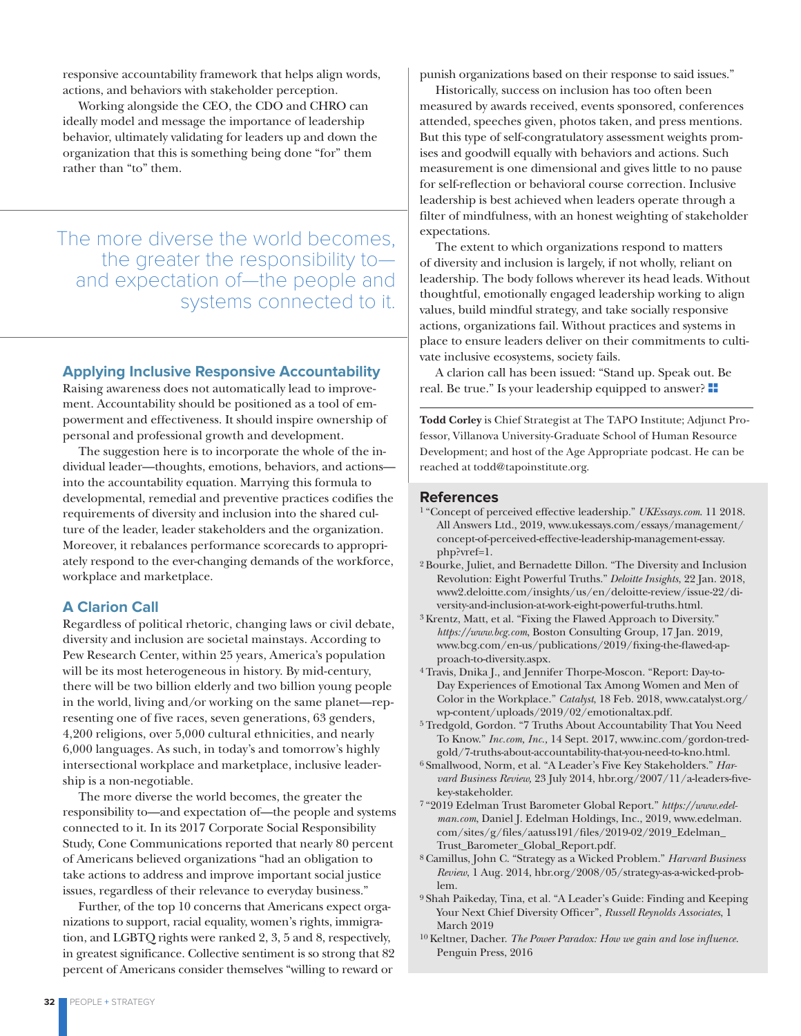responsive accountability framework that helps align words, actions, and behaviors with stakeholder perception.

Working alongside the CEO, the CDO and CHRO can ideally model and message the importance of leadership behavior, ultimately validating for leaders up and down the organization that this is something being done "for" them rather than "to" them.

> The more diverse the world becomes, the greater the responsibility to—and expectation of—the people and systems connected to it.

## Applying Inclusive Responsive Accountability

Raising awareness does not automatically lead to improvement. Accountability should be positioned as a tool of empowerment and effectiveness. It should inspire ownership of personal and professional growth and development.

The suggestion here is to incorporate the whole of the individual leader—thoughts, emotions, behaviors, and actions—into the accountability equation. Marrying this formula to developmental, remedial and preventive practices codifies the requirements of diversity and inclusion into the shared culture of the leader, leader stakeholders and the organization. Moreover, it rebalances performance scorecards to appropriately respond to the ever-changing demands of the workforce, workplace and marketplace.

## A Clarion Call

Regardless of political rhetoric, changing laws or civil debate, diversity and inclusion are societal mainstays. According to Pew Research Center, within 25 years, America's population will be its most heterogeneous in history. By mid-century, there will be two billion elderly and two billion young people in the world, living and/or working on the same planet—representing one of five races, seven generations, 63 genders, 4,200 religions, over 5,000 cultural ethnicities, and nearly 6,000 languages. As such, in today's and tomorrow's highly intersectional workplace and marketplace, inclusive leadership is a non-negotiable.

The more diverse the world becomes, the greater the responsibility to—and expectation of—the people and systems connected to it. In its 2017 Corporate Social Responsibility Study, Cone Communications reported that nearly 80 percent of Americans believed organizations "had an obligation to take actions to address and improve important social justice issues, regardless of their relevance to everyday business."

Further, of the top 10 concerns that Americans expect organizations to support, racial equality, women's rights, immigration, and LGBTQ rights were ranked 2, 3, 5 and 8, respectively, in greatest significance. Collective sentiment is so strong that 82 percent of Americans consider themselves "willing to reward or punish organizations based on their response to said issues."

Historically, success on inclusion has too often been measured by awards received, events sponsored, conferences attended, speeches given, photos taken, and press mentions. But this type of self-congratulatory assessment weights promises and goodwill equally with behaviors and actions. Such measurement is one dimensional and gives little to no pause for self-reflection or behavioral course correction. Inclusive leadership is best achieved when leaders operate through a filter of mindfulness, with an honest weighting of stakeholder expectations.

The extent to which organizations respond to matters of diversity and inclusion is largely, if not wholly, reliant on leadership. The body follows wherever its head leads. Without thoughtful, emotionally engaged leadership working to align values, build mindful strategy, and take socially responsive actions, organizations fail. Without practices and systems in place to ensure leaders deliver on their commitments to cultivate inclusive ecosystems, society fails.

A clarion call has been issued: "Stand up. Speak out. Be real. Be true." Is your leadership equipped to answer?

---

**Todd Corley** is Chief Strategist at The TAPO Institute; Adjunct Professor, Villanova University-Graduate School of Human Resource Development; and host of the Age Appropriate podcast. He can be reached at todd@tapoinstitute.org.

## References

1. "Concept of perceived effective leadership." *UKEssays.com*. 11 2018. All Answers Ltd., 2019, www.ukessays.com/essays/management/concept-of-perceived-effective-leadership-management-essay.php?vref=1.
2. Bourke, Juliet, and Bernadette Dillon. "The Diversity and Inclusion Revolution: Eight Powerful Truths." *Deloitte Insights*, 22 Jan. 2018, www2.deloitte.com/insights/us/en/deloitte-review/issue-22/diversity-and-inclusion-at-work-eight-powerful-truths.html.
3. Krentz, Matt, et al. "Fixing the Flawed Approach to Diversity." *https://www.bcg.com*, Boston Consulting Group, 17 Jan. 2019, www.bcg.com/en-us/publications/2019/fixing-the-flawed-approach-to-diversity.aspx.
4. Travis, Dnika J., and Jennifer Thorpe-Moscon. "Report: Day-to-Day Experiences of Emotional Tax Among Women and Men of Color in the Workplace." *Catalyst*, 18 Feb. 2018, www.catalyst.org/wp-content/uploads/2019/02/emotionaltax.pdf.
5. Tredgold, Gordon. "7 Truths About Accountability That You Need To Know." *Inc.com, Inc.*, 14 Sept. 2017, www.inc.com/gordon-tredgold/7-truths-about-accountability-that-you-need-to-kno.html.
6. Smallwood, Norm, et al. "A Leader's Five Key Stakeholders." *Harvard Business Review*, 23 July 2014, hbr.org/2007/11/a-leaders-five-key-stakeholder.
7. "2019 Edelman Trust Barometer Global Report." *https://www.edelman.com*, Daniel J. Edelman Holdings, Inc., 2019, www.edelman.com/sites/g/files/aatuss191/files/2019-02/2019_Edelman_Trust_Barometer_Global_Report.pdf.
8. Camillus, John C. "Strategy as a Wicked Problem." *Harvard Business Review*, 1 Aug. 2014, hbr.org/2008/05/strategy-as-a-wicked-problem.
9. Shah Paikeday, Tina, et al. "A Leader's Guide: Finding and Keeping Your Next Chief Diversity Officer", *Russell Reynolds Associates*, 1 March 2019
10. Keltner, Dacher. *The Power Paradox: How we gain and lose influence.* Penguin Press, 2016